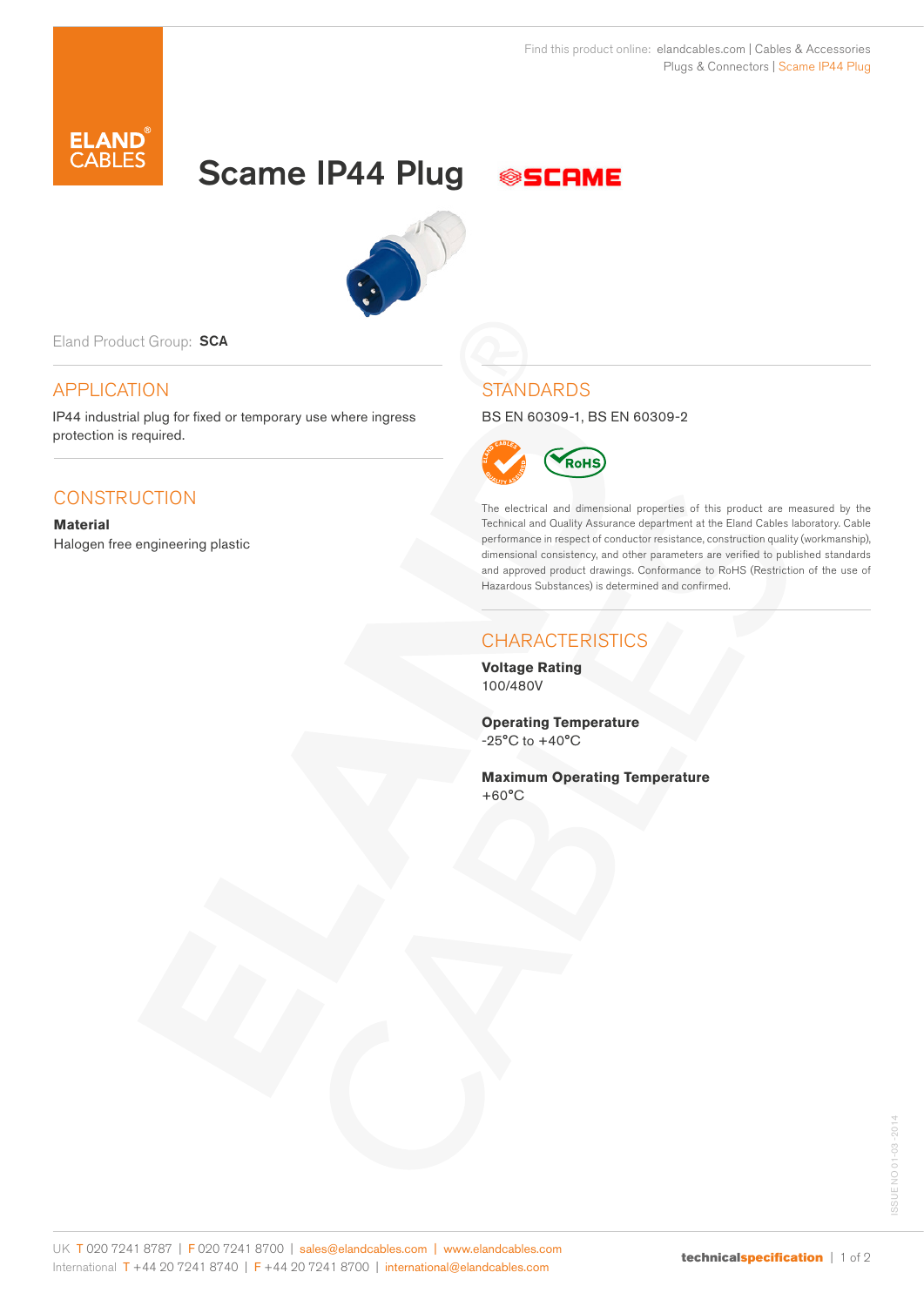Find this product online: elandcables.com | Cables & Accessories
Plugs & Connectors | Scame IP44 Plug

# Scame IP44 Plug

Eland Product Group: **SCA**

## APPLICATION

IP44 industrial plug for fixed or temporary use where ingress protection is required.

## CONSTRUCTION

**Material**

Halogen free engineering plastic

## STANDARDS

BS EN 60309-1, BS EN 60309-2

The electrical and dimensional properties of this product are measured by the Technical and Quality Assurance department at the Eland Cables laboratory. Cable performance in respect of conductor resistance, construction quality (workmanship), dimensional consistency, and other parameters are verified to published standards and approved product drawings. Conformance to RoHS (Restriction of the use of Hazardous Substances) is determined and confirmed.

## CHARACTERISTICS

**Voltage Rating**

100/480V

**Operating Temperature**

-25°C to +40°C

**Maximum Operating Temperature**

+60°C

UK T 020 7241 8787 | F 020 7241 8700 | sales@elandcables.com | www.elandcables.com
International T +44 20 7241 8740 | F +44 20 7241 8700 | international@elandcables.com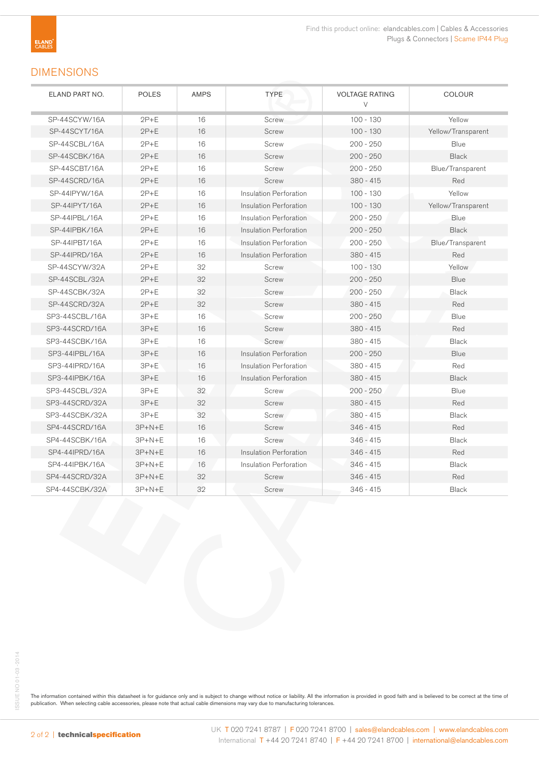Find this product online: elandcables.com | Cables & Accessories
Plugs & Connectors | Scame IP44 Plug

## DIMENSIONS

| ELAND PART NO. | POLES | AMPS | TYPE | VOLTAGE RATING V | COLOUR |
|---|---|---|---|---|---|
| SP-44SCYW/16A | 2P+E | 16 | Screw | 100 - 130 | Yellow |
| SP-44SCYT/16A | 2P+E | 16 | Screw | 100 - 130 | Yellow/Transparent |
| SP-44SCBL/16A | 2P+E | 16 | Screw | 200 - 250 | Blue |
| SP-44SCBK/16A | 2P+E | 16 | Screw | 200 - 250 | Black |
| SP-44SCBT/16A | 2P+E | 16 | Screw | 200 - 250 | Blue/Transparent |
| SP-44SCRD/16A | 2P+E | 16 | Screw | 380 - 415 | Red |
| SP-44IPYW/16A | 2P+E | 16 | Insulation Perforation | 100 - 130 | Yellow |
| SP-44IPYT/16A | 2P+E | 16 | Insulation Perforation | 100 - 130 | Yellow/Transparent |
| SP-44IPBL/16A | 2P+E | 16 | Insulation Perforation | 200 - 250 | Blue |
| SP-44IPBK/16A | 2P+E | 16 | Insulation Perforation | 200 - 250 | Black |
| SP-44IPBT/16A | 2P+E | 16 | Insulation Perforation | 200 - 250 | Blue/Transparent |
| SP-44IPRD/16A | 2P+E | 16 | Insulation Perforation | 380 - 415 | Red |
| SP-44SCYW/32A | 2P+E | 32 | Screw | 100 - 130 | Yellow |
| SP-44SCBL/32A | 2P+E | 32 | Screw | 200 - 250 | Blue |
| SP-44SCBK/32A | 2P+E | 32 | Screw | 200 - 250 | Black |
| SP-44SCRD/32A | 2P+E | 32 | Screw | 380 - 415 | Red |
| SP3-44SCBL/16A | 3P+E | 16 | Screw | 200 - 250 | Blue |
| SP3-44SCRD/16A | 3P+E | 16 | Screw | 380 - 415 | Red |
| SP3-44SCBK/16A | 3P+E | 16 | Screw | 380 - 415 | Black |
| SP3-44IPBL/16A | 3P+E | 16 | Insulation Perforation | 200 - 250 | Blue |
| SP3-44IPRD/16A | 3P+E | 16 | Insulation Perforation | 380 - 415 | Red |
| SP3-44IPBK/16A | 3P+E | 16 | Insulation Perforation | 380 - 415 | Black |
| SP3-44SCBL/32A | 3P+E | 32 | Screw | 200 - 250 | Blue |
| SP3-44SCRD/32A | 3P+E | 32 | Screw | 380 - 415 | Red |
| SP3-44SCBK/32A | 3P+E | 32 | Screw | 380 - 415 | Black |
| SP4-44SCRD/16A | 3P+N+E | 16 | Screw | 346 - 415 | Red |
| SP4-44SCBK/16A | 3P+N+E | 16 | Screw | 346 - 415 | Black |
| SP4-44IPRD/16A | 3P+N+E | 16 | Insulation Perforation | 346 - 415 | Red |
| SP4-44IPBK/16A | 3P+N+E | 16 | Insulation Perforation | 346 - 415 | Black |
| SP4-44SCRD/32A | 3P+N+E | 32 | Screw | 346 - 415 | Red |
| SP4-44SCBK/32A | 3P+N+E | 32 | Screw | 346 - 415 | Black |

The information contained within this datasheet is for guidance only and is subject to change without notice or liability. All the information is provided in good faith and is believed to be correct at the time of publication. When selecting cable accessories, please note that actual cable dimensions may vary due to manufacturing tolerances.

ISSUE NO 01-03-2014

UK T 020 7241 8787 | F 020 7241 8700 | sales@elandcables.com | www.elandcables.com
International T +44 20 7241 8740 | F +44 20 7241 8700 | international@elandcables.com